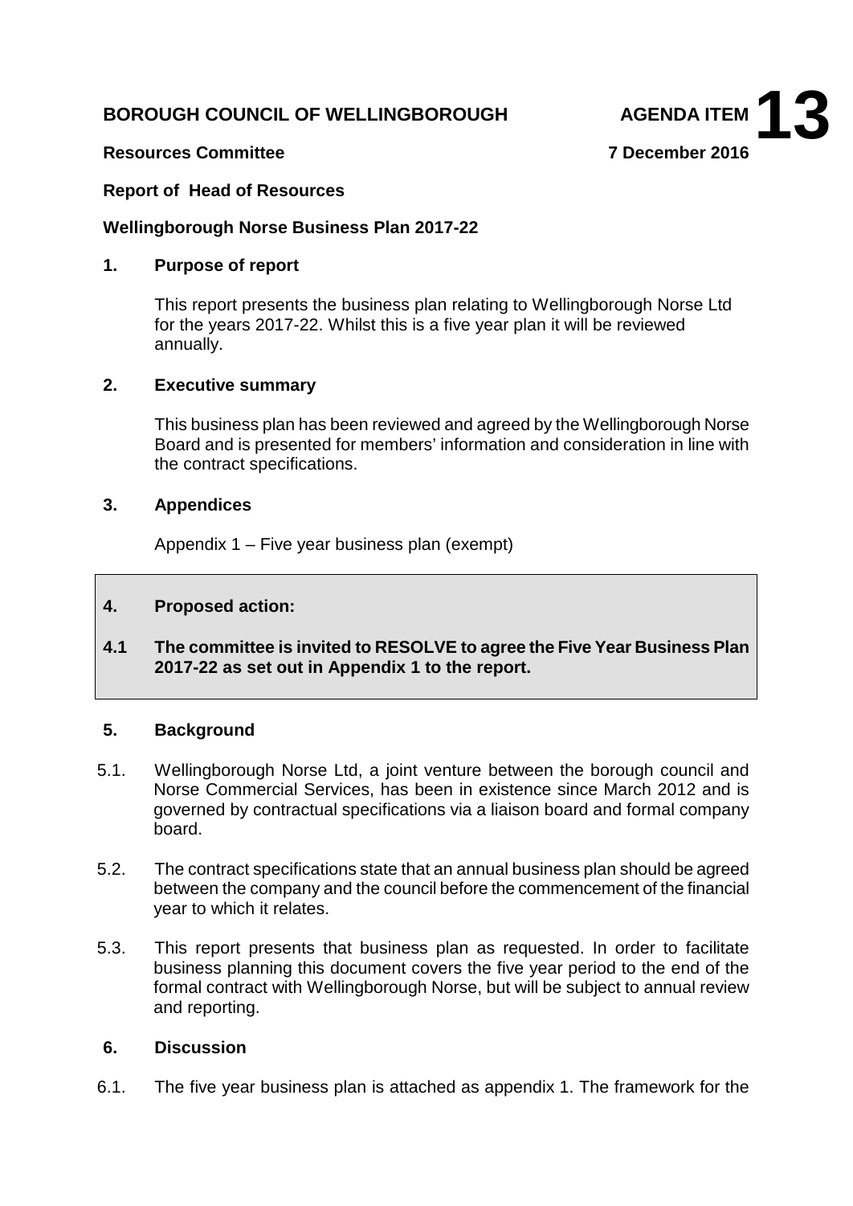**BOROUGH COUNCIL OF WELLINGBOROUGH** **AGENDA ITEM 13**

**Resources Committee** **7 December 2016**

**Report of Head of Resources**

**Wellingborough Norse Business Plan 2017-22**

## 1. Purpose of report

This report presents the business plan relating to Wellingborough Norse Ltd for the years 2017-22. Whilst this is a five year plan it will be reviewed annually.

## 2. Executive summary

This business plan has been reviewed and agreed by the Wellingborough Norse Board and is presented for members' information and consideration in line with the contract specifications.

## 3. Appendices

Appendix 1 – Five year business plan (exempt)

## 4. Proposed action:

**4.1 The committee is invited to RESOLVE to agree the Five Year Business Plan 2017-22 as set out in Appendix 1 to the report.**

## 5. Background

5.1. Wellingborough Norse Ltd, a joint venture between the borough council and Norse Commercial Services, has been in existence since March 2012 and is governed by contractual specifications via a liaison board and formal company board.

5.2. The contract specifications state that an annual business plan should be agreed between the company and the council before the commencement of the financial year to which it relates.

5.3. This report presents that business plan as requested. In order to facilitate business planning this document covers the five year period to the end of the formal contract with Wellingborough Norse, but will be subject to annual review and reporting.

## 6. Discussion

6.1. The five year business plan is attached as appendix 1. The framework for the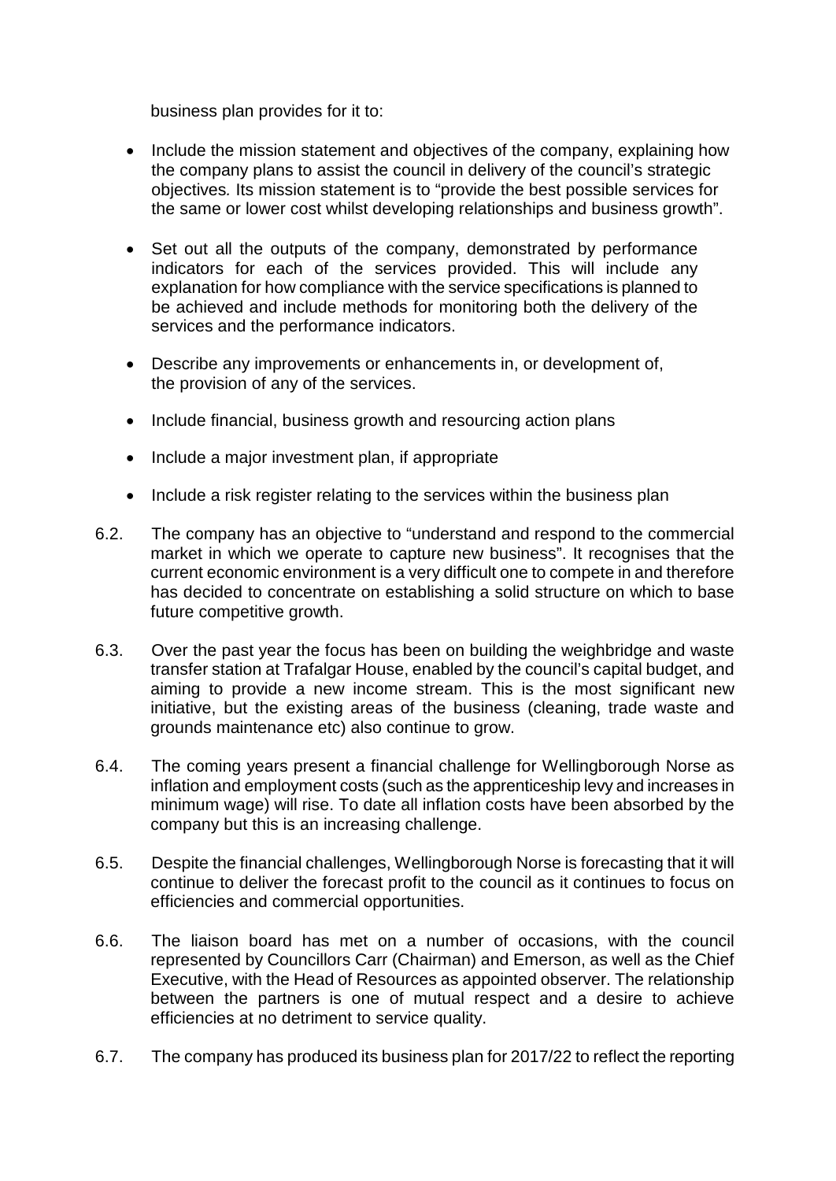business plan provides for it to:

- Include the mission statement and objectives of the company, explaining how the company plans to assist the council in delivery of the council's strategic objectives. Its mission statement is to "provide the best possible services for the same or lower cost whilst developing relationships and business growth".

- Set out all the outputs of the company, demonstrated by performance indicators for each of the services provided. This will include any explanation for how compliance with the service specifications is planned to be achieved and include methods for monitoring both the delivery of the services and the performance indicators.

- Describe any improvements or enhancements in, or development of, the provision of any of the services.

- Include financial, business growth and resourcing action plans

- Include a major investment plan, if appropriate

- Include a risk register relating to the services within the business plan

6.2. The company has an objective to "understand and respond to the commercial market in which we operate to capture new business". It recognises that the current economic environment is a very difficult one to compete in and therefore has decided to concentrate on establishing a solid structure on which to base future competitive growth.

6.3. Over the past year the focus has been on building the weighbridge and waste transfer station at Trafalgar House, enabled by the council's capital budget, and aiming to provide a new income stream. This is the most significant new initiative, but the existing areas of the business (cleaning, trade waste and grounds maintenance etc) also continue to grow.

6.4. The coming years present a financial challenge for Wellingborough Norse as inflation and employment costs (such as the apprenticeship levy and increases in minimum wage) will rise. To date all inflation costs have been absorbed by the company but this is an increasing challenge.

6.5. Despite the financial challenges, Wellingborough Norse is forecasting that it will continue to deliver the forecast profit to the council as it continues to focus on efficiencies and commercial opportunities.

6.6. The liaison board has met on a number of occasions, with the council represented by Councillors Carr (Chairman) and Emerson, as well as the Chief Executive, with the Head of Resources as appointed observer. The relationship between the partners is one of mutual respect and a desire to achieve efficiencies at no detriment to service quality.

6.7. The company has produced its business plan for 2017/22 to reflect the reporting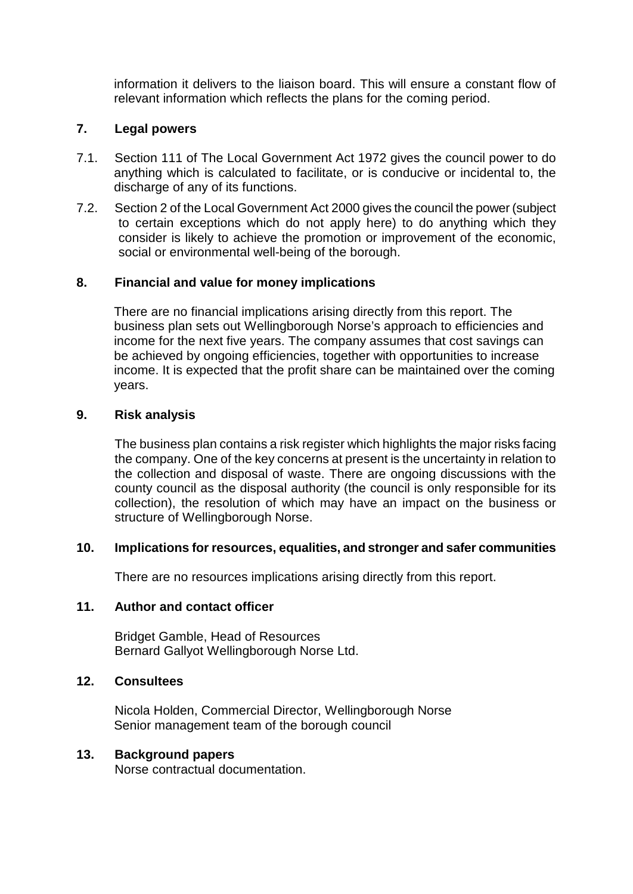information it delivers to the liaison board. This will ensure a constant flow of relevant information which reflects the plans for the coming period.

## 7. Legal powers

7.1. Section 111 of The Local Government Act 1972 gives the council power to do anything which is calculated to facilitate, or is conducive or incidental to, the discharge of any of its functions.

7.2. Section 2 of the Local Government Act 2000 gives the council the power (subject to certain exceptions which do not apply here) to do anything which they consider is likely to achieve the promotion or improvement of the economic, social or environmental well-being of the borough.

## 8. Financial and value for money implications

There are no financial implications arising directly from this report. The business plan sets out Wellingborough Norse's approach to efficiencies and income for the next five years. The company assumes that cost savings can be achieved by ongoing efficiencies, together with opportunities to increase income. It is expected that the profit share can be maintained over the coming years.

## 9. Risk analysis

The business plan contains a risk register which highlights the major risks facing the company. One of the key concerns at present is the uncertainty in relation to the collection and disposal of waste. There are ongoing discussions with the county council as the disposal authority (the council is only responsible for its collection), the resolution of which may have an impact on the business or structure of Wellingborough Norse.

## 10. Implications for resources, equalities, and stronger and safer communities

There are no resources implications arising directly from this report.

## 11. Author and contact officer

Bridget Gamble, Head of Resources
Bernard Gallyot Wellingborough Norse Ltd.

## 12. Consultees

Nicola Holden, Commercial Director, Wellingborough Norse
Senior management team of the borough council

## 13. Background papers

Norse contractual documentation.